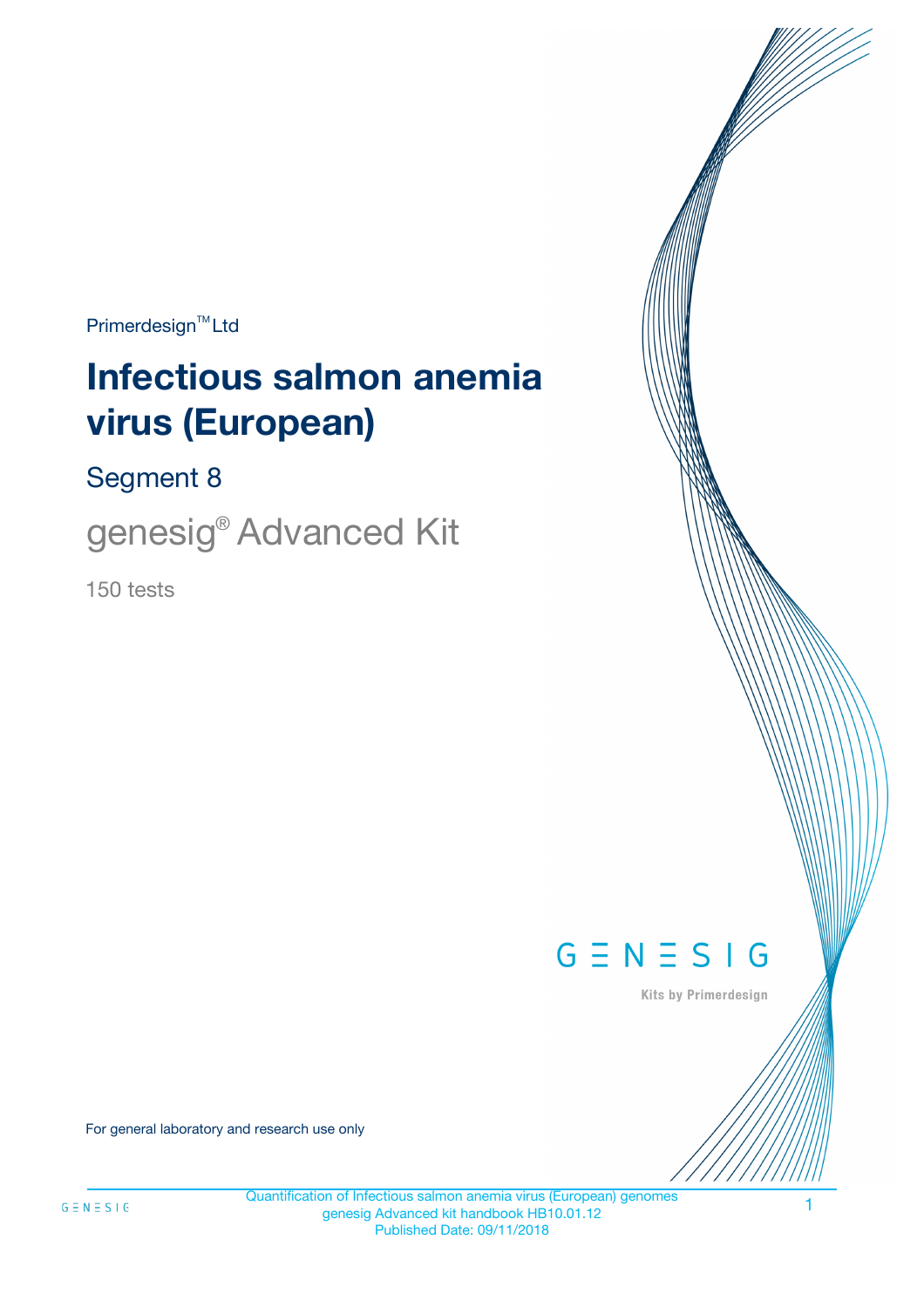Primerdesign™ Ltd

# Infectious salmon anemia virus (European)

## Segment 8

## genesig® Advanced Kit

150 tests

GENESIG

Kits by Primerdesign

For general laboratory and research use only

Quantification of Infectious salmon anemia virus (European) genomes
genesig Advanced kit handbook HB10.01.12
Published Date: 09/11/2018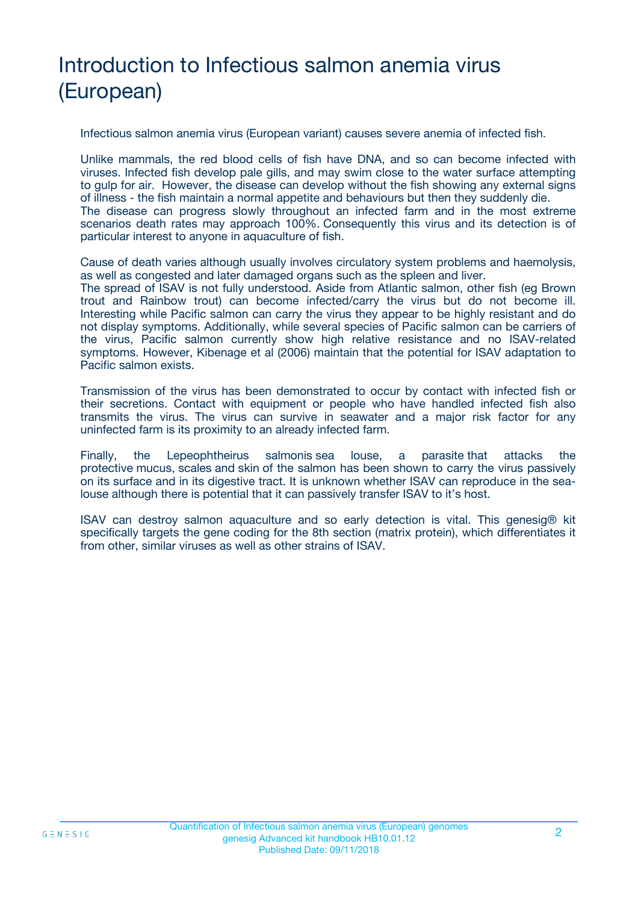# Introduction to Infectious salmon anemia virus (European)

Infectious salmon anemia virus (European variant) causes severe anemia of infected fish.

Unlike mammals, the red blood cells of fish have DNA, and so can become infected with viruses. Infected fish develop pale gills, and may swim close to the water surface attempting to gulp for air. However, the disease can develop without the fish showing any external signs of illness - the fish maintain a normal appetite and behaviours but then they suddenly die. The disease can progress slowly throughout an infected farm and in the most extreme scenarios death rates may approach 100%. Consequently this virus and its detection is of particular interest to anyone in aquaculture of fish.

Cause of death varies although usually involves circulatory system problems and haemolysis, as well as congested and later damaged organs such as the spleen and liver.
The spread of ISAV is not fully understood. Aside from Atlantic salmon, other fish (eg Brown trout and Rainbow trout) can become infected/carry the virus but do not become ill. Interesting while Pacific salmon can carry the virus they appear to be highly resistant and do not display symptoms. Additionally, while several species of Pacific salmon can be carriers of the virus, Pacific salmon currently show high relative resistance and no ISAV-related symptoms. However, Kibenage et al (2006) maintain that the potential for ISAV adaptation to Pacific salmon exists.

Transmission of the virus has been demonstrated to occur by contact with infected fish or their secretions. Contact with equipment or people who have handled infected fish also transmits the virus. The virus can survive in seawater and a major risk factor for any uninfected farm is its proximity to an already infected farm.

Finally, the Lepeophtheirus salmonis sea louse, a parasite that attacks the protective mucus, scales and skin of the salmon has been shown to carry the virus passively on its surface and in its digestive tract. It is unknown whether ISAV can reproduce in the sea-louse although there is potential that it can passively transfer ISAV to it's host.

ISAV can destroy salmon aquaculture and so early detection is vital. This genesig® kit specifically targets the gene coding for the 8th section (matrix protein), which differentiates it from other, similar viruses as well as other strains of ISAV.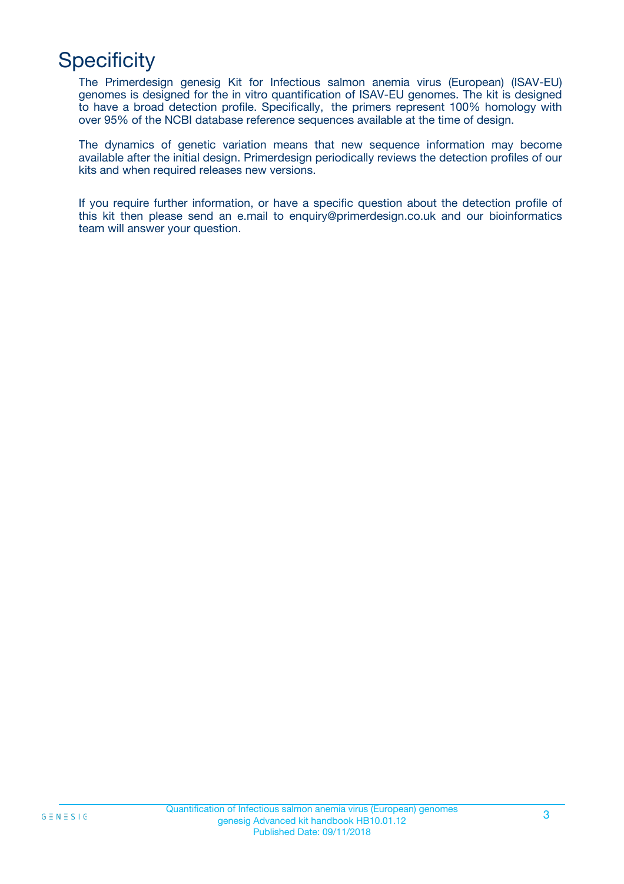# Specificity

The Primerdesign genesig Kit for Infectious salmon anemia virus (European) (ISAV-EU) genomes is designed for the in vitro quantification of ISAV-EU genomes. The kit is designed to have a broad detection profile. Specifically, the primers represent 100% homology with over 95% of the NCBI database reference sequences available at the time of design.

The dynamics of genetic variation means that new sequence information may become available after the initial design. Primerdesign periodically reviews the detection profiles of our kits and when required releases new versions.

If you require further information, or have a specific question about the detection profile of this kit then please send an e.mail to enquiry@primerdesign.co.uk and our bioinformatics team will answer your question.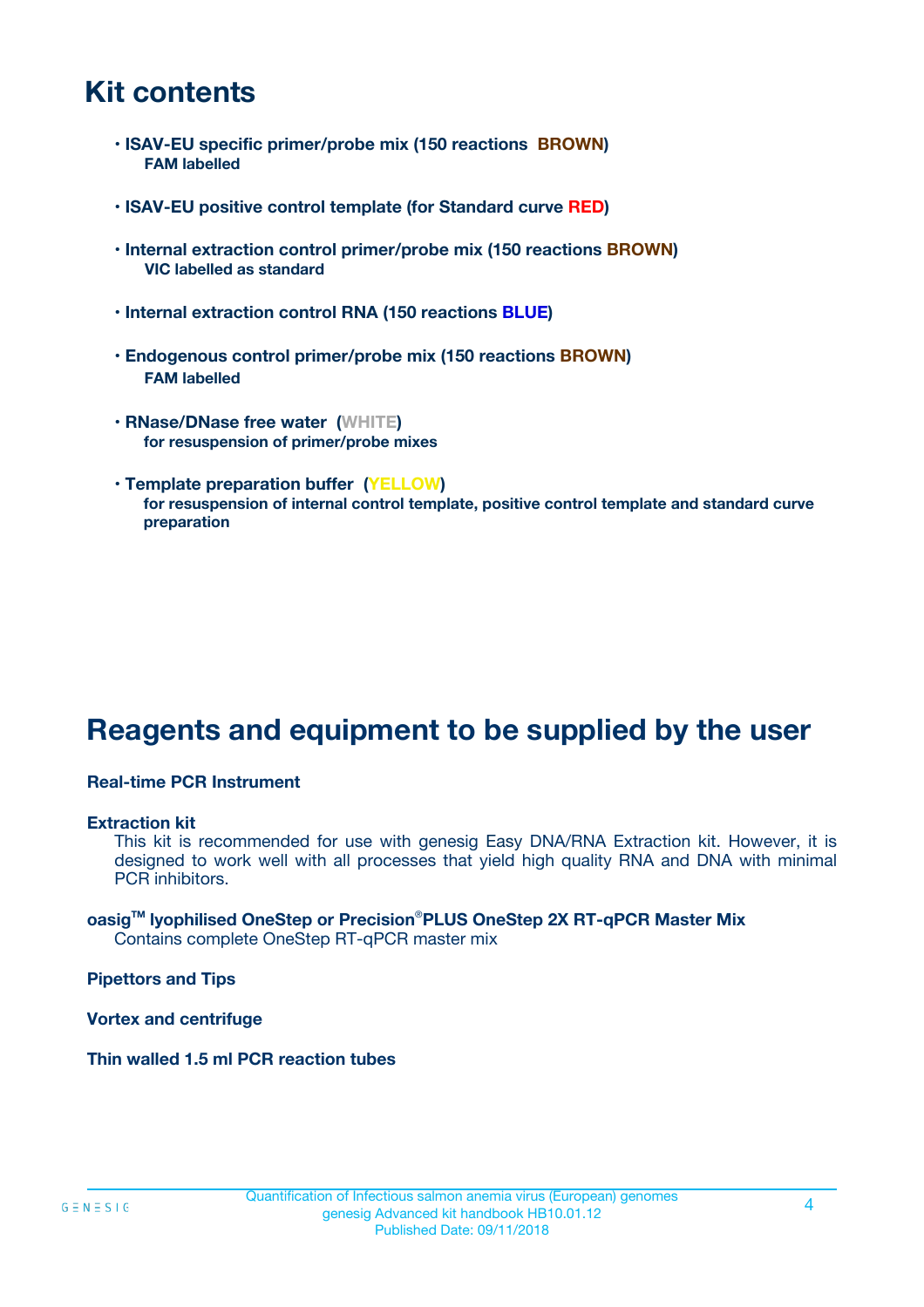## Kit contents

- **ISAV-EU specific primer/probe mix (150 reactions BROWN)**
  **FAM labelled**

- **ISAV-EU positive control template (for Standard curve RED)**

- **Internal extraction control primer/probe mix (150 reactions BROWN)**
  **VIC labelled as standard**

- **Internal extraction control RNA (150 reactions BLUE)**

- **Endogenous control primer/probe mix (150 reactions BROWN)**
  **FAM labelled**

- **RNase/DNase free water (WHITE)**
  **for resuspension of primer/probe mixes**

- **Template preparation buffer (YELLOW)**
  **for resuspension of internal control template, positive control template and standard curve preparation**

## Reagents and equipment to be supplied by the user

**Real-time PCR Instrument**

**Extraction kit**
This kit is recommended for use with genesig Easy DNA/RNA Extraction kit. However, it is designed to work well with all processes that yield high quality RNA and DNA with minimal PCR inhibitors.

**oasig™ lyophilised OneStep or Precision®PLUS OneStep 2X RT-qPCR Master Mix**
Contains complete OneStep RT-qPCR master mix

**Pipettors and Tips**

**Vortex and centrifuge**

**Thin walled 1.5 ml PCR reaction tubes**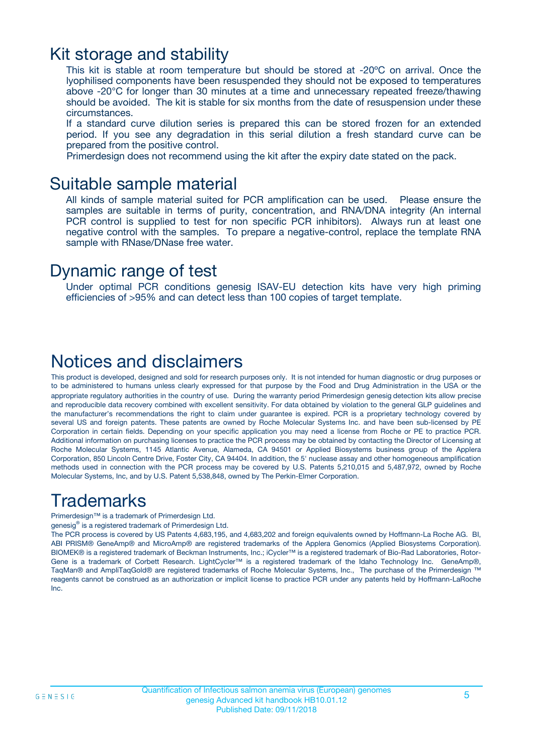# Kit storage and stability

This kit is stable at room temperature but should be stored at -20ºC on arrival. Once the lyophilised components have been resuspended they should not be exposed to temperatures above -20°C for longer than 30 minutes at a time and unnecessary repeated freeze/thawing should be avoided. The kit is stable for six months from the date of resuspension under these circumstances.

If a standard curve dilution series is prepared this can be stored frozen for an extended period. If you see any degradation in this serial dilution a fresh standard curve can be prepared from the positive control.

Primerdesign does not recommend using the kit after the expiry date stated on the pack.

# Suitable sample material

All kinds of sample material suited for PCR amplification can be used. Please ensure the samples are suitable in terms of purity, concentration, and RNA/DNA integrity (An internal PCR control is supplied to test for non specific PCR inhibitors). Always run at least one negative control with the samples. To prepare a negative-control, replace the template RNA sample with RNase/DNase free water.

# Dynamic range of test

Under optimal PCR conditions genesig ISAV-EU detection kits have very high priming efficiencies of >95% and can detect less than 100 copies of target template.

# Notices and disclaimers

This product is developed, designed and sold for research purposes only. It is not intended for human diagnostic or drug purposes or to be administered to humans unless clearly expressed for that purpose by the Food and Drug Administration in the USA or the appropriate regulatory authorities in the country of use. During the warranty period Primerdesign genesig detection kits allow precise and reproducible data recovery combined with excellent sensitivity. For data obtained by violation to the general GLP guidelines and the manufacturer's recommendations the right to claim under guarantee is expired. PCR is a proprietary technology covered by several US and foreign patents. These patents are owned by Roche Molecular Systems Inc. and have been sub-licensed by PE Corporation in certain fields. Depending on your specific application you may need a license from Roche or PE to practice PCR. Additional information on purchasing licenses to practice the PCR process may be obtained by contacting the Director of Licensing at Roche Molecular Systems, 1145 Atlantic Avenue, Alameda, CA 94501 or Applied Biosystems business group of the Applera Corporation, 850 Lincoln Centre Drive, Foster City, CA 94404. In addition, the 5' nuclease assay and other homogeneous amplification methods used in connection with the PCR process may be covered by U.S. Patents 5,210,015 and 5,487,972, owned by Roche Molecular Systems, Inc, and by U.S. Patent 5,538,848, owned by The Perkin-Elmer Corporation.

# Trademarks

Primerdesign™ is a trademark of Primerdesign Ltd.

genesig® is a registered trademark of Primerdesign Ltd.

The PCR process is covered by US Patents 4,683,195, and 4,683,202 and foreign equivalents owned by Hoffmann-La Roche AG. BI, ABI PRISM® GeneAmp® and MicroAmp® are registered trademarks of the Applera Genomics (Applied Biosystems Corporation). BIOMEK® is a registered trademark of Beckman Instruments, Inc.; iCycler™ is a registered trademark of Bio-Rad Laboratories, Rotor-Gene is a trademark of Corbett Research. LightCycler™ is a registered trademark of the Idaho Technology Inc. GeneAmp®, TaqMan® and AmpliTaqGold® are registered trademarks of Roche Molecular Systems, Inc., The purchase of the Primerdesign ™ reagents cannot be construed as an authorization or implicit license to practice PCR under any patents held by Hoffmann-LaRoche Inc.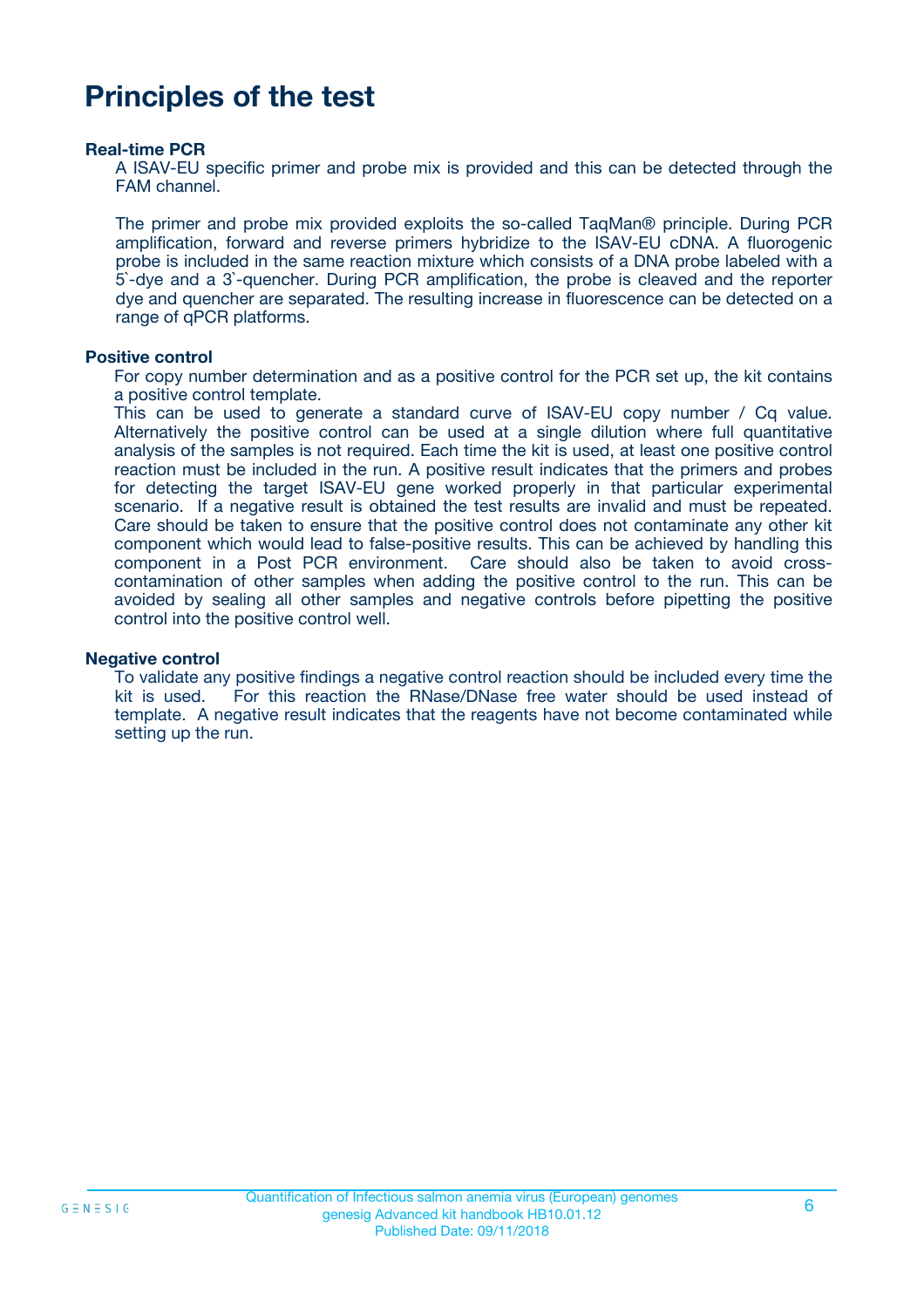# Principles of the test

**Real-time PCR**

A ISAV-EU specific primer and probe mix is provided and this can be detected through the FAM channel.

The primer and probe mix provided exploits the so-called TaqMan® principle. During PCR amplification, forward and reverse primers hybridize to the ISAV-EU cDNA. A fluorogenic probe is included in the same reaction mixture which consists of a DNA probe labeled with a 5`-dye and a 3`-quencher. During PCR amplification, the probe is cleaved and the reporter dye and quencher are separated. The resulting increase in fluorescence can be detected on a range of qPCR platforms.

**Positive control**

For copy number determination and as a positive control for the PCR set up, the kit contains a positive control template.
This can be used to generate a standard curve of ISAV-EU copy number / Cq value. Alternatively the positive control can be used at a single dilution where full quantitative analysis of the samples is not required. Each time the kit is used, at least one positive control reaction must be included in the run. A positive result indicates that the primers and probes for detecting the target ISAV-EU gene worked properly in that particular experimental scenario. If a negative result is obtained the test results are invalid and must be repeated. Care should be taken to ensure that the positive control does not contaminate any other kit component which would lead to false-positive results. This can be achieved by handling this component in a Post PCR environment. Care should also be taken to avoid cross-contamination of other samples when adding the positive control to the run. This can be avoided by sealing all other samples and negative controls before pipetting the positive control into the positive control well.

**Negative control**

To validate any positive findings a negative control reaction should be included every time the kit is used. For this reaction the RNase/DNase free water should be used instead of template. A negative result indicates that the reagents have not become contaminated while setting up the run.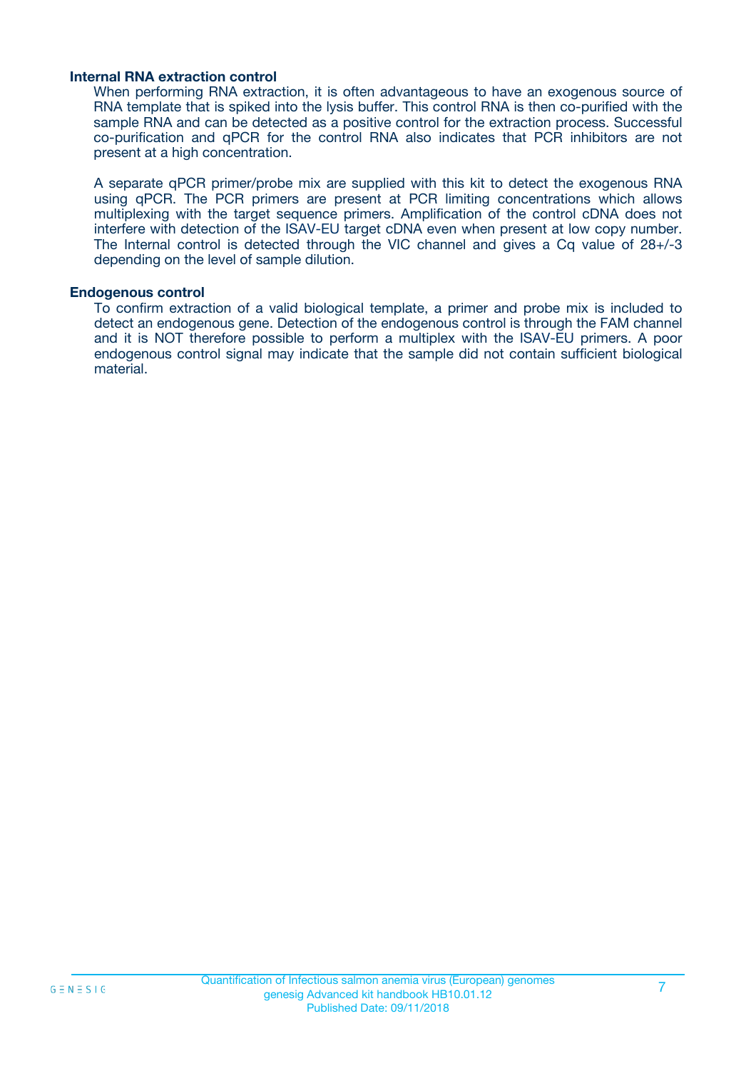### Internal RNA extraction control

When performing RNA extraction, it is often advantageous to have an exogenous source of RNA template that is spiked into the lysis buffer. This control RNA is then co-purified with the sample RNA and can be detected as a positive control for the extraction process. Successful co-purification and qPCR for the control RNA also indicates that PCR inhibitors are not present at a high concentration.

A separate qPCR primer/probe mix are supplied with this kit to detect the exogenous RNA using qPCR. The PCR primers are present at PCR limiting concentrations which allows multiplexing with the target sequence primers. Amplification of the control cDNA does not interfere with detection of the ISAV-EU target cDNA even when present at low copy number. The Internal control is detected through the VIC channel and gives a Cq value of 28+/-3 depending on the level of sample dilution.

### Endogenous control

To confirm extraction of a valid biological template, a primer and probe mix is included to detect an endogenous gene. Detection of the endogenous control is through the FAM channel and it is NOT therefore possible to perform a multiplex with the ISAV-EU primers. A poor endogenous control signal may indicate that the sample did not contain sufficient biological material.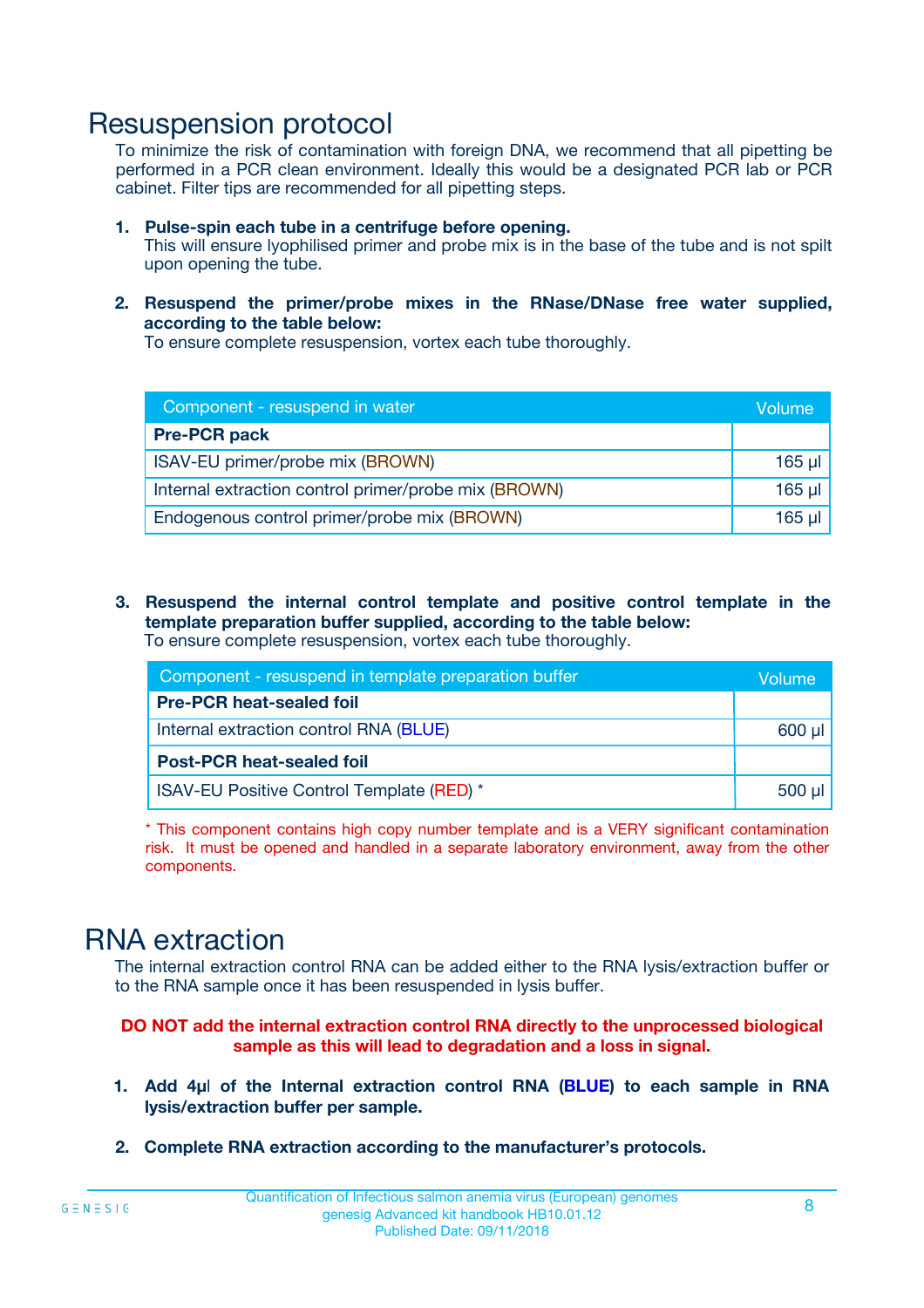# Resuspension protocol

To minimize the risk of contamination with foreign DNA, we recommend that all pipetting be performed in a PCR clean environment. Ideally this would be a designated PCR lab or PCR cabinet. Filter tips are recommended for all pipetting steps.

1. **Pulse-spin each tube in a centrifuge before opening.**
   This will ensure lyophilised primer and probe mix is in the base of the tube and is not spilt upon opening the tube.

2. **Resuspend the primer/probe mixes in the RNase/DNase free water supplied, according to the table below:**
   To ensure complete resuspension, vortex each tube thoroughly.

| Component - resuspend in water | Volume |
|---|---|
| **Pre-PCR pack** | |
| ISAV-EU primer/probe mix (BROWN) | 165 µl |
| Internal extraction control primer/probe mix (BROWN) | 165 µl |
| Endogenous control primer/probe mix (BROWN) | 165 µl |

3. **Resuspend the internal control template and positive control template in the template preparation buffer supplied, according to the table below:**
   To ensure complete resuspension, vortex each tube thoroughly.

| Component - resuspend in template preparation buffer | Volume |
|---|---|
| **Pre-PCR heat-sealed foil** | |
| Internal extraction control RNA (BLUE) | 600 µl |
| **Post-PCR heat-sealed foil** | |
| ISAV-EU Positive Control Template (RED) * | 500 µl |

\* This component contains high copy number template and is a VERY significant contamination risk. It must be opened and handled in a separate laboratory environment, away from the other components.

# RNA extraction

The internal extraction control RNA can be added either to the RNA lysis/extraction buffer or to the RNA sample once it has been resuspended in lysis buffer.

**DO NOT add the internal extraction control RNA directly to the unprocessed biological sample as this will lead to degradation and a loss in signal.**

1. **Add 4µl of the Internal extraction control RNA (BLUE) to each sample in RNA lysis/extraction buffer per sample.**

2. **Complete RNA extraction according to the manufacturer's protocols.**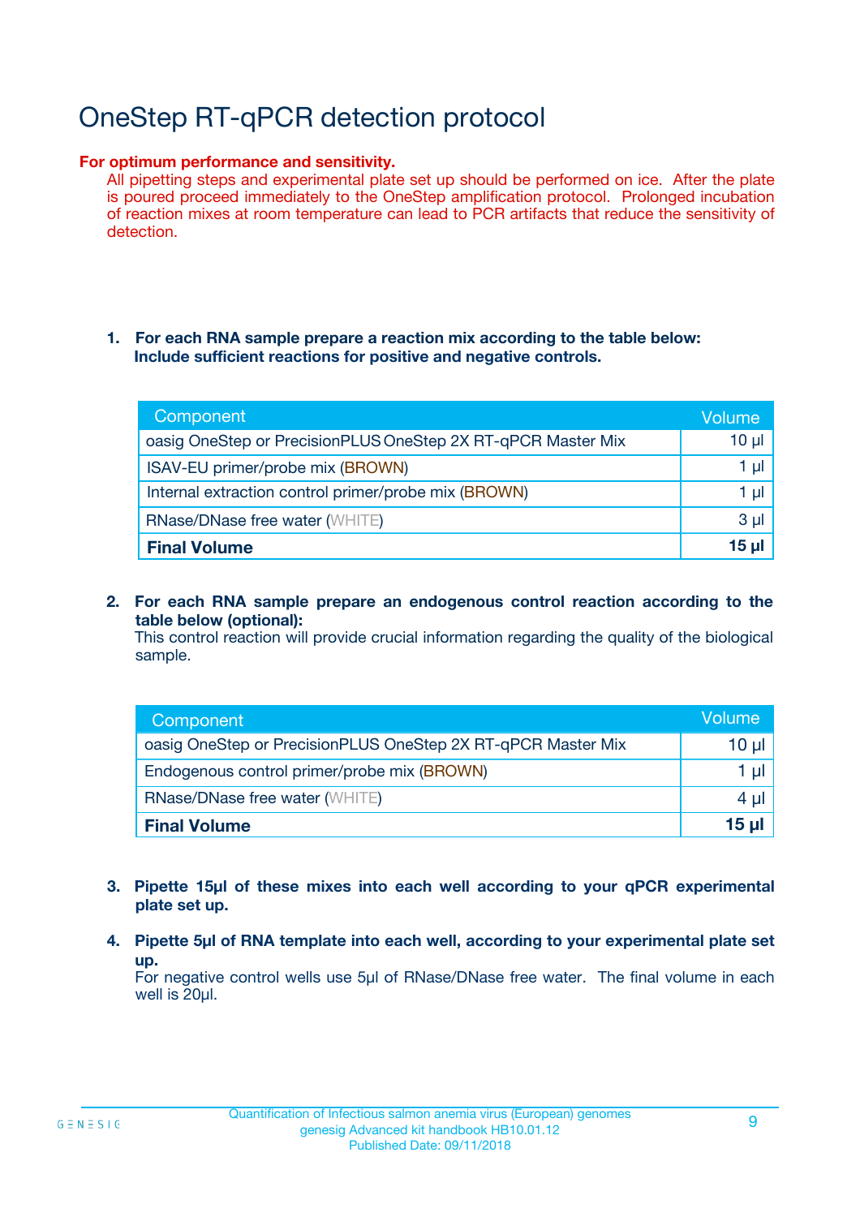# OneStep RT-qPCR detection protocol

**For optimum performance and sensitivity.**

All pipetting steps and experimental plate set up should be performed on ice. After the plate is poured proceed immediately to the OneStep amplification protocol. Prolonged incubation of reaction mixes at room temperature can lead to PCR artifacts that reduce the sensitivity of detection.

1. **For each RNA sample prepare a reaction mix according to the table below: Include sufficient reactions for positive and negative controls.**

| Component | Volume |
|---|---|
| oasig OneStep or PrecisionPLUS OneStep 2X RT-qPCR Master Mix | 10 µl |
| ISAV-EU primer/probe mix (BROWN) | 1 µl |
| Internal extraction control primer/probe mix (BROWN) | 1 µl |
| RNase/DNase free water (WHITE) | 3 µl |
| **Final Volume** | **15 µl** |

2. **For each RNA sample prepare an endogenous control reaction according to the table below (optional):**
   This control reaction will provide crucial information regarding the quality of the biological sample.

| Component | Volume |
|---|---|
| oasig OneStep or PrecisionPLUS OneStep 2X RT-qPCR Master Mix | 10 µl |
| Endogenous control primer/probe mix (BROWN) | 1 µl |
| RNase/DNase free water (WHITE) | 4 µl |
| **Final Volume** | **15 µl** |

3. **Pipette 15µl of these mixes into each well according to your qPCR experimental plate set up.**

4. **Pipette 5µl of RNA template into each well, according to your experimental plate set up.**
   For negative control wells use 5µl of RNase/DNase free water. The final volume in each well is 20µl.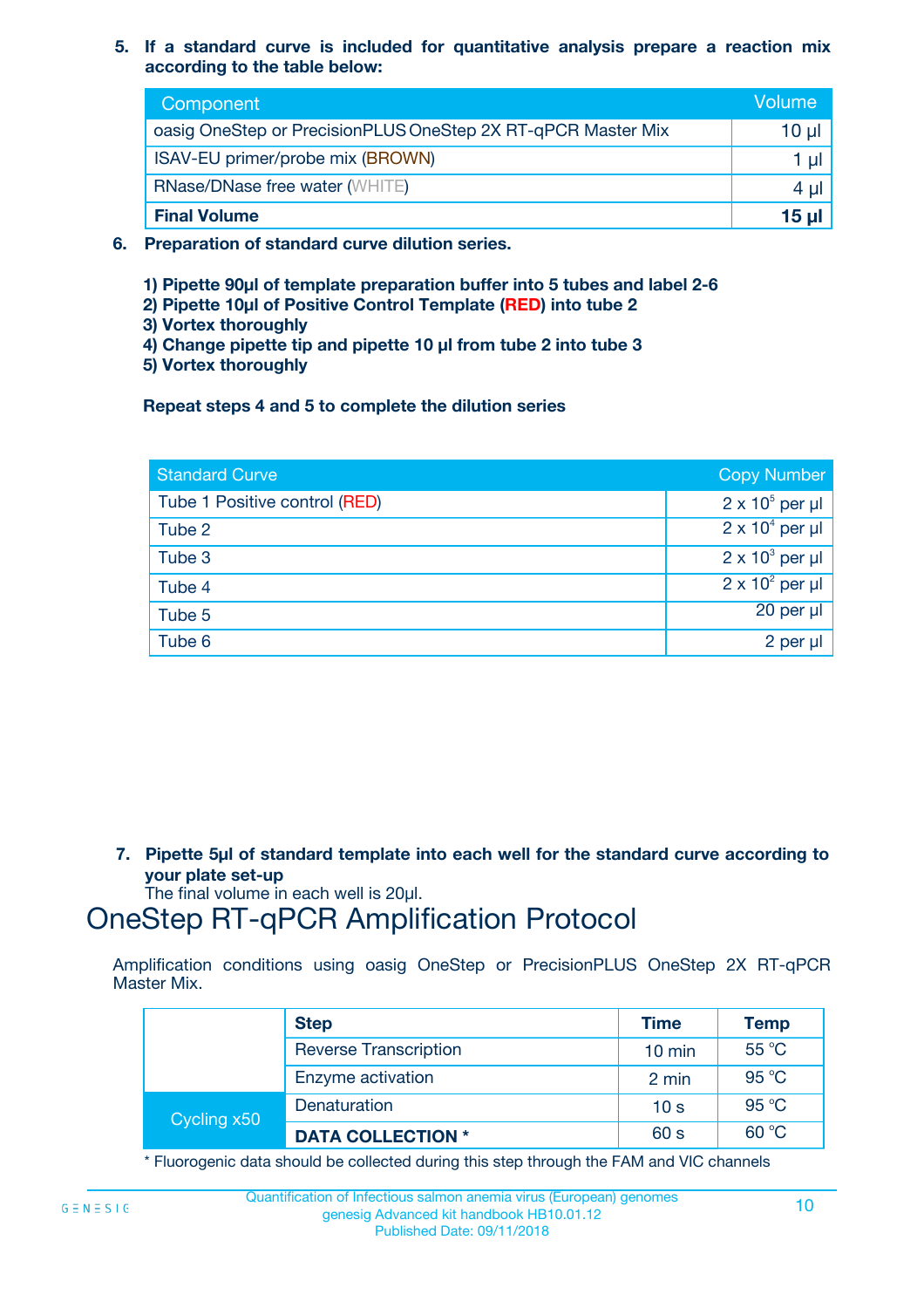5. **If a standard curve is included for quantitative analysis prepare a reaction mix according to the table below:**

| Component | Volume |
|---|---|
| oasig OneStep or PrecisionPLUS OneStep 2X RT-qPCR Master Mix | 10 µl |
| ISAV-EU primer/probe mix (BROWN) | 1 µl |
| RNase/DNase free water (WHITE) | 4 µl |
| **Final Volume** | **15 µl** |

6. **Preparation of standard curve dilution series.**

**1) Pipette 90µl of template preparation buffer into 5 tubes and label 2-6**
**2) Pipette 10µl of Positive Control Template (RED) into tube 2**
**3) Vortex thoroughly**
**4) Change pipette tip and pipette 10 µl from tube 2 into tube 3**
**5) Vortex thoroughly**

**Repeat steps 4 and 5 to complete the dilution series**

| Standard Curve | Copy Number |
|---|---|
| Tube 1 Positive control (RED) | $2 \times 10^5$ per µl |
| Tube 2 | $2 \times 10^4$ per µl |
| Tube 3 | $2 \times 10^3$ per µl |
| Tube 4 | $2 \times 10^2$ per µl |
| Tube 5 | 20 per µl |
| Tube 6 | 2 per µl |

7. **Pipette 5µl of standard template into each well for the standard curve according to your plate set-up**
The final volume in each well is 20µl.

# OneStep RT-qPCR Amplification Protocol

Amplification conditions using oasig OneStep or PrecisionPLUS OneStep 2X RT-qPCR Master Mix.

| | Step | Time | Temp |
|---|---|---|---|
| | Reverse Transcription | 10 min | 55 °C |
| | Enzyme activation | 2 min | 95 °C |
| Cycling x50 | Denaturation | 10 s | 95 °C |
| | **DATA COLLECTION *** | 60 s | 60 °C |

* Fluorogenic data should be collected during this step through the FAM and VIC channels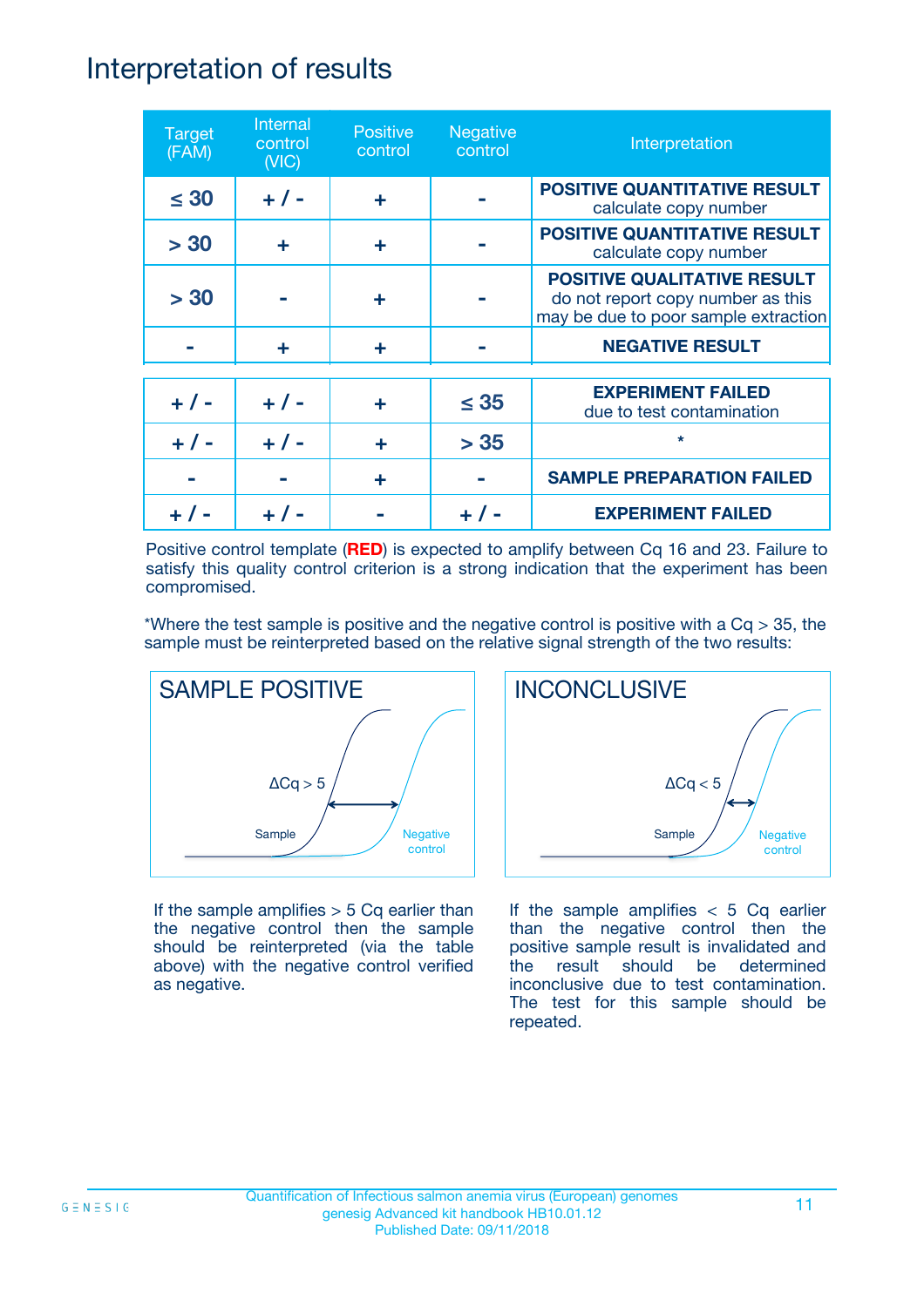# Interpretation of results

| Target (FAM) | Internal control (VIC) | Positive control | Negative control | Interpretation |
|---|---|---|---|---|
| ≤ 30 | + / - | + | - | **POSITIVE QUANTITATIVE RESULT** calculate copy number |
| > 30 | + | + | - | **POSITIVE QUANTITATIVE RESULT** calculate copy number |
| > 30 | - | + | - | **POSITIVE QUALITATIVE RESULT** do not report copy number as this may be due to poor sample extraction |
| - | + | + | - | **NEGATIVE RESULT** |
| + / - | + / - | + | ≤ 35 | **EXPERIMENT FAILED** due to test contamination |
| + / - | + / - | + | > 35 | * |
| - | - | + | - | **SAMPLE PREPARATION FAILED** |
| + / - | + / - | - | + / - | **EXPERIMENT FAILED** |

Positive control template (**RED**) is expected to amplify between Cq 16 and 23. Failure to satisfy this quality control criterion is a strong indication that the experiment has been compromised.

*Where the test sample is positive and the negative control is positive with a Cq > 35, the sample must be reinterpreted based on the relative signal strength of the two results:

## SAMPLE POSITIVE

$\Delta Cq > 5$

If the sample amplifies > 5 Cq earlier than the negative control then the sample should be reinterpreted (via the table above) with the negative control verified as negative.

## INCONCLUSIVE

$\Delta Cq < 5$

If the sample amplifies < 5 Cq earlier than the negative control then the positive sample result is invalidated and the result should be determined inconclusive due to test contamination. The test for this sample should be repeated.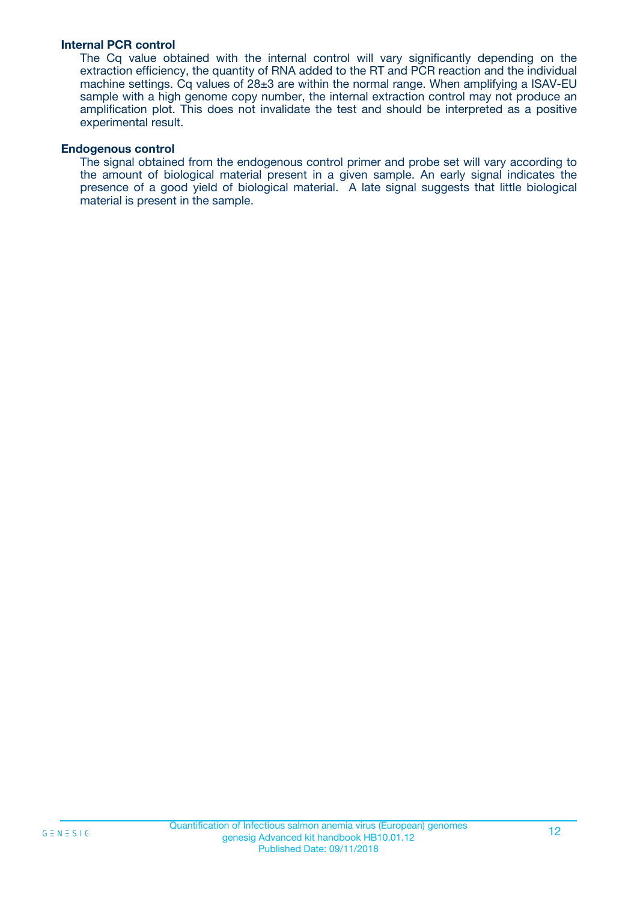### Internal PCR control

The Cq value obtained with the internal control will vary significantly depending on the extraction efficiency, the quantity of RNA added to the RT and PCR reaction and the individual machine settings. Cq values of 28±3 are within the normal range. When amplifying a ISAV-EU sample with a high genome copy number, the internal extraction control may not produce an amplification plot. This does not invalidate the test and should be interpreted as a positive experimental result.

### Endogenous control

The signal obtained from the endogenous control primer and probe set will vary according to the amount of biological material present in a given sample. An early signal indicates the presence of a good yield of biological material. A late signal suggests that little biological material is present in the sample.